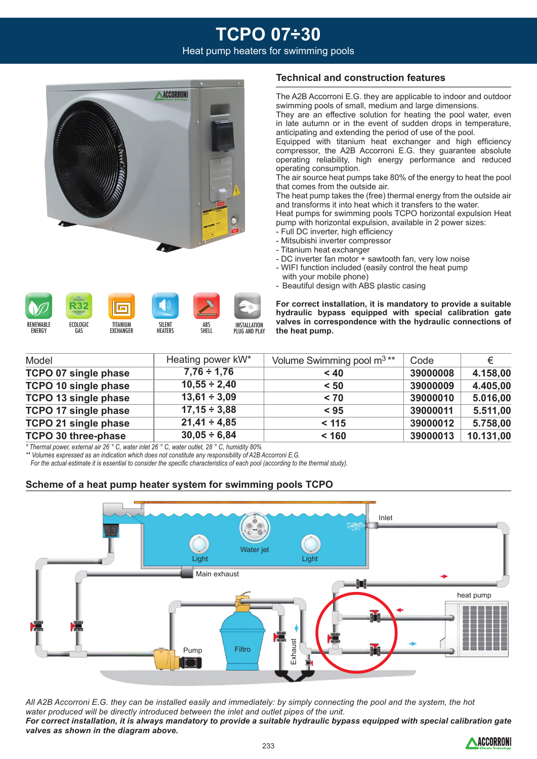# TCPO 07÷30

Heat pump heaters for swimming pools

## Technical and construction features

The A2B Accorroni E.G. they are applicable to indoor and outdoor swimming pools of small, medium and large dimensions.
They are an effective solution for heating the pool water, even in late autumn or in the event of sudden drops in temperature, anticipating and extending the period of use of the pool.
Equipped with titanium heat exchanger and high efficiency compressor, the A2B Accorroni E.G. they guarantee absolute operating reliability, high energy performance and reduced operating consumption.
The air source heat pumps take 80% of the energy to heat the pool that comes from the outside air.
The heat pump takes the (free) thermal energy from the outside air and transforms it into heat which it transfers to the water.
Heat pumps for swimming pools TCPO horizontal expulsion Heat pump with horizontal expulsion, available in 2 power sizes:

- Full DC inverter, high efficiency
- Mitsubishi inverter compressor
- Titanium heat exchanger
- DC inverter fan motor + sawtooth fan, very low noise
- WIFI function included (easily control the heat pump with your mobile phone)
- Beautiful design with ABS plastic casing

**For correct installation, it is mandatory to provide a suitable hydraulic bypass equipped with special calibration gate valves in correspondence with the hydraulic connections of the heat pump.**

RENEWABLE ENERGY · ECOLOGIC GAS · TITANIUM EXCHANGER · SILENT HEATERS · ABS SHELL · INSTALLATION PLUG AND PLAY

| Model | Heating power kW* | Volume Swimming pool $m^3$ ** | Code | € |
|---|---|---|---|---|
| **TCPO 07 single phase** | **7,76 ÷ 1,76** | **< 40** | **39000008** | **4.158,00** |
| **TCPO 10 single phase** | **10,55 ÷ 2,40** | **< 50** | **39000009** | **4.405,00** |
| **TCPO 13 single phase** | **13,61 ÷ 3,09** | **< 70** | **39000010** | **5.016,00** |
| **TCPO 17 single phase** | **17,15 ÷ 3,88** | **< 95** | **39000011** | **5.511,00** |
| **TCPO 21 single phase** | **21,41 ÷ 4,85** | **< 115** | **39000012** | **5.758,00** |
| **TCPO 30 three-phase** | **30,05 ÷ 6,84** | **< 160** | **39000013** | **10.131,00** |

*\* Thermal power, external air 26 ° C, water inlet 26 ° C, water outlet, 28 ° C, humidity 80%*
*\*\* Volumes expressed as an indication which does not constitute any responsibility of A2B Accorroni E.G.*
*For the actual estimate it is essential to consider the specific characteristics of each pool (according to the thermal study).*

## Scheme of a heat pump heater system for swimming pools TCPO

Inlet · Water jet · Light · Light · Main exhaust · heat pump · Pump · Filtro · Exhaust

*All A2B Accorroni E.G. they can be installed easily and immediately: by simply connecting the pool and the system, the hot water produced will be directly introduced between the inlet and outlet pipes of the unit.*
***For correct installation, it is always mandatory to provide a suitable hydraulic bypass equipped with special calibration gate valves as shown in the diagram above.***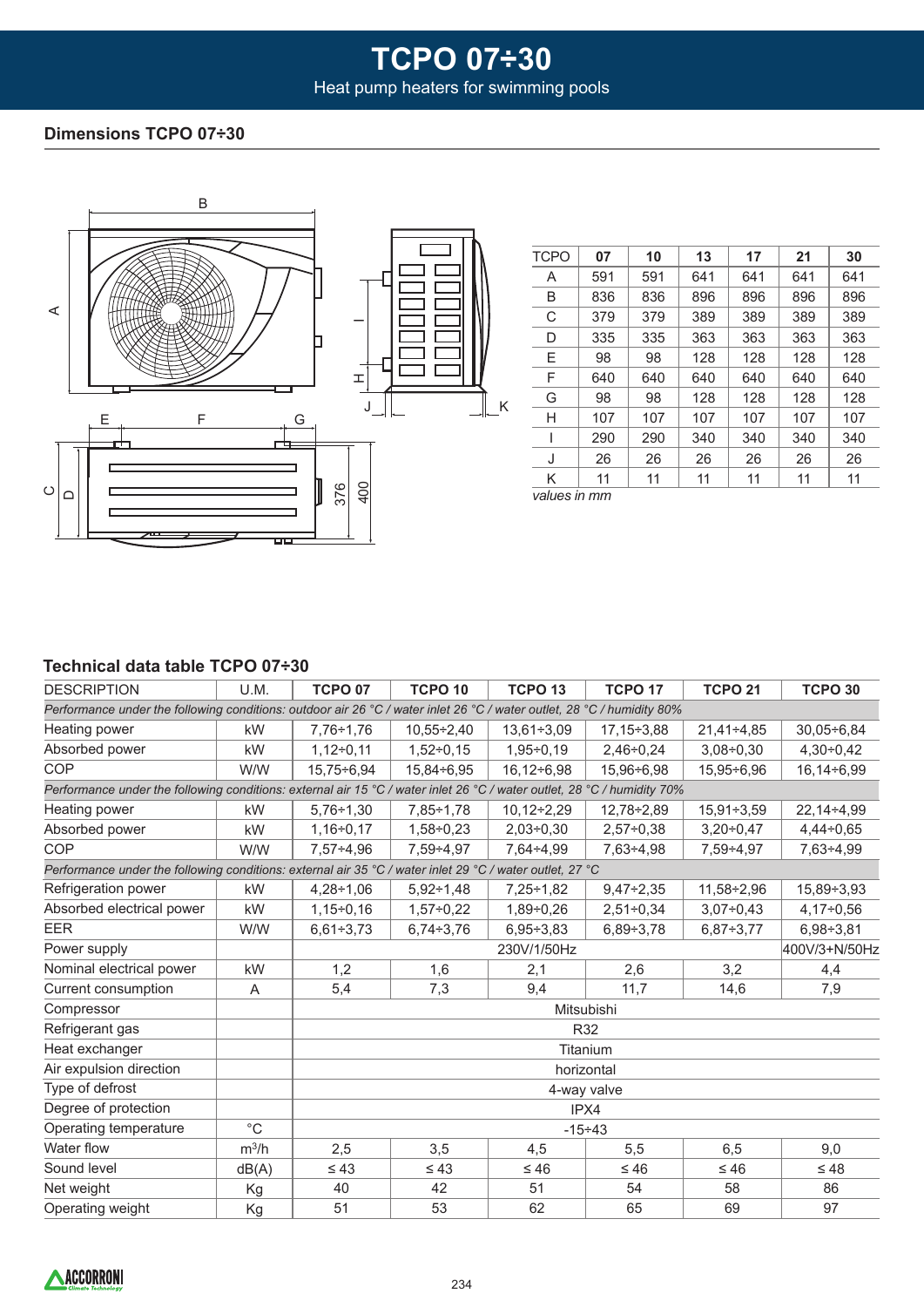# TCPO 07÷30

Heat pump heaters for swimming pools

## Dimensions TCPO 07÷30

| TCPO | 07 | 10 | 13 | 17 | 21 | 30 |
|---|---|---|---|---|---|---|
| A | 591 | 591 | 641 | 641 | 641 | 641 |
| B | 836 | 836 | 896 | 896 | 896 | 896 |
| C | 379 | 379 | 389 | 389 | 389 | 389 |
| D | 335 | 335 | 363 | 363 | 363 | 363 |
| E | 98 | 98 | 128 | 128 | 128 | 128 |
| F | 640 | 640 | 640 | 640 | 640 | 640 |
| G | 98 | 98 | 128 | 128 | 128 | 128 |
| H | 107 | 107 | 107 | 107 | 107 | 107 |
| I | 290 | 290 | 340 | 340 | 340 | 340 |
| J | 26 | 26 | 26 | 26 | 26 | 26 |
| K | 11 | 11 | 11 | 11 | 11 | 11 |

*values in mm*

## Technical data table TCPO 07÷30

| DESCRIPTION | U.M. | TCPO 07 | TCPO 10 | TCPO 13 | TCPO 17 | TCPO 21 | TCPO 30 |
|---|---|---|---|---|---|---|---|
| *Performance under the following conditions: outdoor air 26 °C / water inlet 26 °C / water outlet, 28 °C / humidity 80%* | | | | | | | |
| Heating power | kW | 7,76÷1,76 | 10,55÷2,40 | 13,61÷3,09 | 17,15÷3,88 | 21,41÷4,85 | 30,05÷6,84 |
| Absorbed power | kW | 1,12÷0,11 | 1,52÷0,15 | 1,95÷0,19 | 2,46÷0,24 | 3,08÷0,30 | 4,30÷0,42 |
| COP | W/W | 15,75÷6,94 | 15,84÷6,95 | 16,12÷6,98 | 15,96÷6,98 | 15,95÷6,96 | 16,14÷6,99 |
| *Performance under the following conditions: external air 15 °C / water inlet 26 °C / water outlet, 28 °C / humidity 70%* | | | | | | | |
| Heating power | kW | 5,76÷1,30 | 7,85÷1,78 | 10,12÷2,29 | 12,78÷2,89 | 15,91÷3,59 | 22,14÷4,99 |
| Absorbed power | kW | 1,16÷0,17 | 1,58÷0,23 | 2,03÷0,30 | 2,57÷0,38 | 3,20÷0,47 | 4,44÷0,65 |
| COP | W/W | 7,57÷4,96 | 7,59÷4,97 | 7,64÷4,99 | 7,63÷4,98 | 7,59÷4,97 | 7,63÷4,99 |
| *Performance under the following conditions: external air 35 °C / water inlet 29 °C / water outlet, 27 °C* | | | | | | | |
| Refrigeration power | kW | 4,28÷1,06 | 5,92÷1,48 | 7,25÷1,82 | 9,47÷2,35 | 11,58÷2,96 | 15,89÷3,93 |
| Absorbed electrical power | kW | 1,15÷0,16 | 1,57÷0,22 | 1,89÷0,26 | 2,51÷0,34 | 3,07÷0,43 | 4,17÷0,56 |
| EER | W/W | 6,61÷3,73 | 6,74÷3,76 | 6,95÷3,83 | 6,89÷3,78 | 6,87÷3,77 | 6,98÷3,81 |
| Power supply | | 230V/1/50Hz | | | | | 400V/3+N/50Hz |
| Nominal electrical power | kW | 1,2 | 1,6 | 2,1 | 2,6 | 3,2 | 4,4 |
| Current consumption | A | 5,4 | 7,3 | 9,4 | 11,7 | 14,6 | 7,9 |
| Compressor | | Mitsubishi | | | | | |
| Refrigerant gas | | R32 | | | | | |
| Heat exchanger | | Titanium | | | | | |
| Air expulsion direction | | horizontal | | | | | |
| Type of defrost | | 4-way valve | | | | | |
| Degree of protection | | IPX4 | | | | | |
| Operating temperature | °C | -15÷43 | | | | | |
| Water flow | $m^3/h$ | 2,5 | 3,5 | 4,5 | 5,5 | 6,5 | 9,0 |
| Sound level | dB(A) | ≤ 43 | ≤ 43 | ≤ 46 | ≤ 46 | ≤ 46 | ≤ 48 |
| Net weight | Kg | 40 | 42 | 51 | 54 | 58 | 86 |
| Operating weight | Kg | 51 | 53 | 62 | 65 | 69 | 97 |